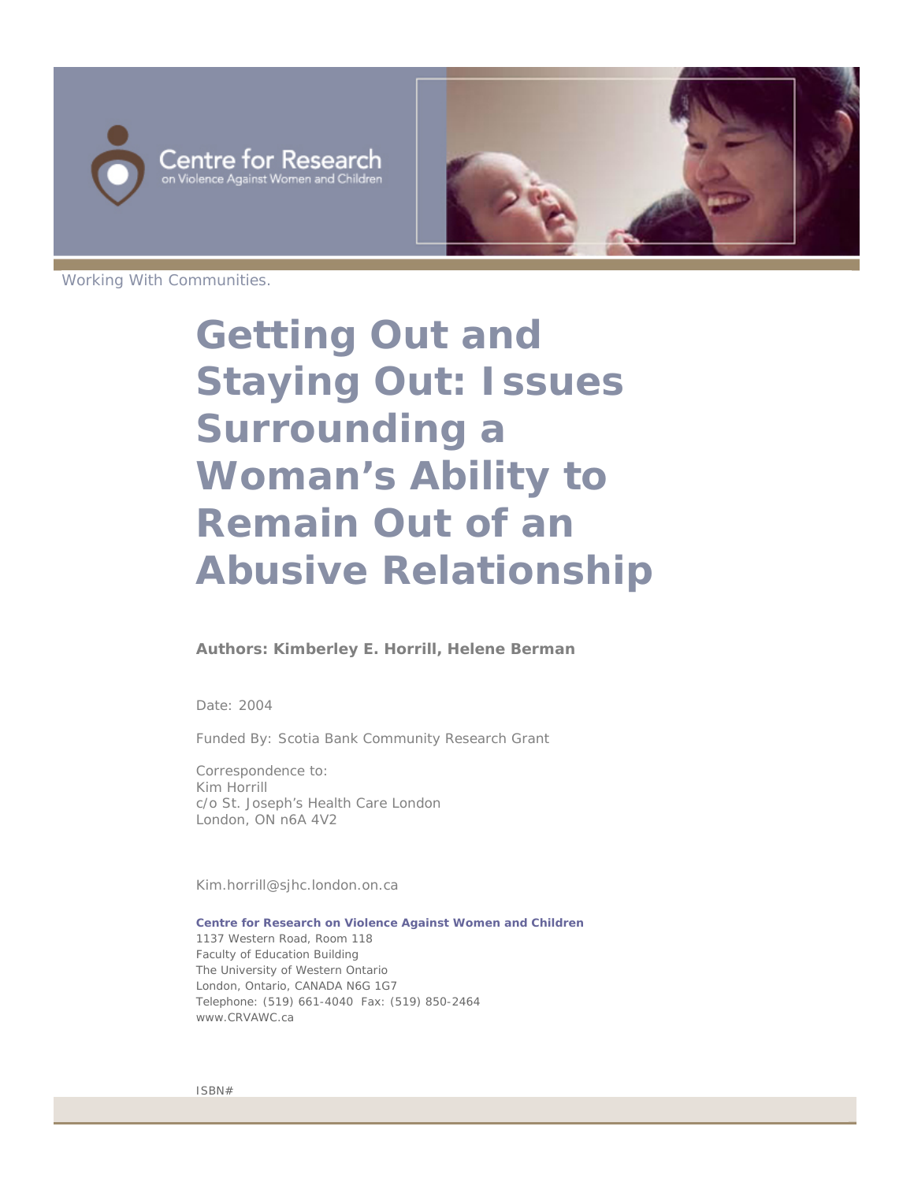Centre for Research
on Violence Against Women and Children

Working With Communities.

# Getting Out and Staying Out: Issues Surrounding a Woman's Ability to Remain Out of an Abusive Relationship

**Authors: Kimberley E. Horrill, Helene Berman**

Date: 2004

Funded By: Scotia Bank Community Research Grant

Correspondence to:
Kim Horrill
c/o St. Joseph's Health Care London
London, ON n6A 4V2

Kim.horrill@sjhc.london.on.ca

**Centre for Research on Violence Against Women and Children**
1137 Western Road, Room 118
Faculty of Education Building
The University of Western Ontario
London, Ontario, CANADA N6G 1G7
Telephone: (519) 661-4040 Fax: (519) 850-2464
www.CRVAWC.ca

ISBN#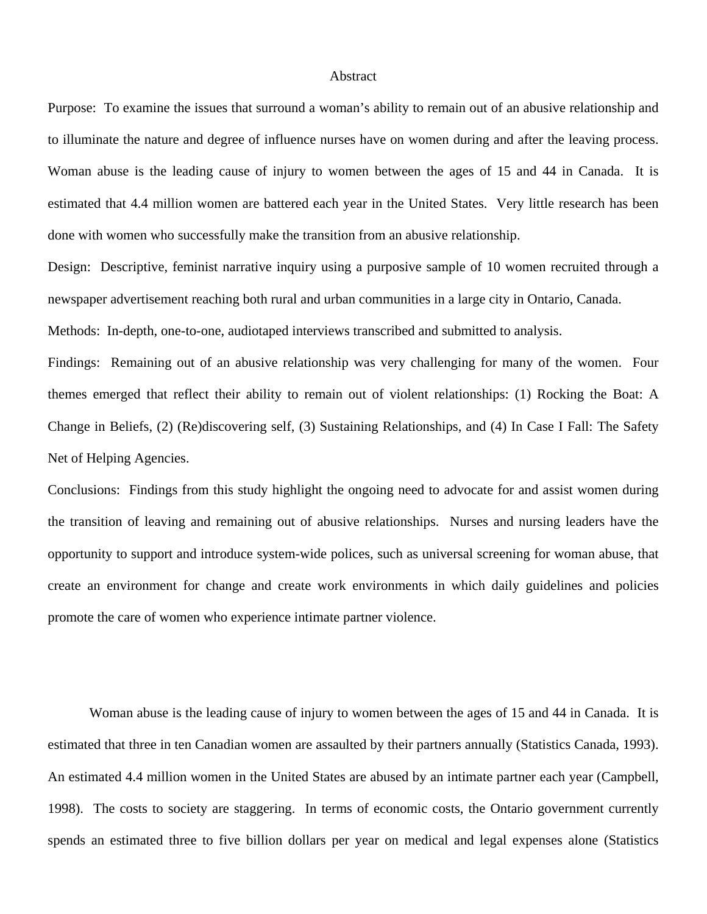## Abstract

Purpose: To examine the issues that surround a woman's ability to remain out of an abusive relationship and to illuminate the nature and degree of influence nurses have on women during and after the leaving process. Woman abuse is the leading cause of injury to women between the ages of 15 and 44 in Canada. It is estimated that 4.4 million women are battered each year in the United States. Very little research has been done with women who successfully make the transition from an abusive relationship.

Design: Descriptive, feminist narrative inquiry using a purposive sample of 10 women recruited through a newspaper advertisement reaching both rural and urban communities in a large city in Ontario, Canada.

Methods: In-depth, one-to-one, audiotaped interviews transcribed and submitted to analysis.

Findings: Remaining out of an abusive relationship was very challenging for many of the women. Four themes emerged that reflect their ability to remain out of violent relationships: (1) Rocking the Boat: A Change in Beliefs, (2) (Re)discovering self, (3) Sustaining Relationships, and (4) In Case I Fall: The Safety Net of Helping Agencies.

Conclusions: Findings from this study highlight the ongoing need to advocate for and assist women during the transition of leaving and remaining out of abusive relationships. Nurses and nursing leaders have the opportunity to support and introduce system-wide polices, such as universal screening for woman abuse, that create an environment for change and create work environments in which daily guidelines and policies promote the care of women who experience intimate partner violence.

Woman abuse is the leading cause of injury to women between the ages of 15 and 44 in Canada. It is estimated that three in ten Canadian women are assaulted by their partners annually (Statistics Canada, 1993). An estimated 4.4 million women in the United States are abused by an intimate partner each year (Campbell, 1998). The costs to society are staggering. In terms of economic costs, the Ontario government currently spends an estimated three to five billion dollars per year on medical and legal expenses alone (Statistics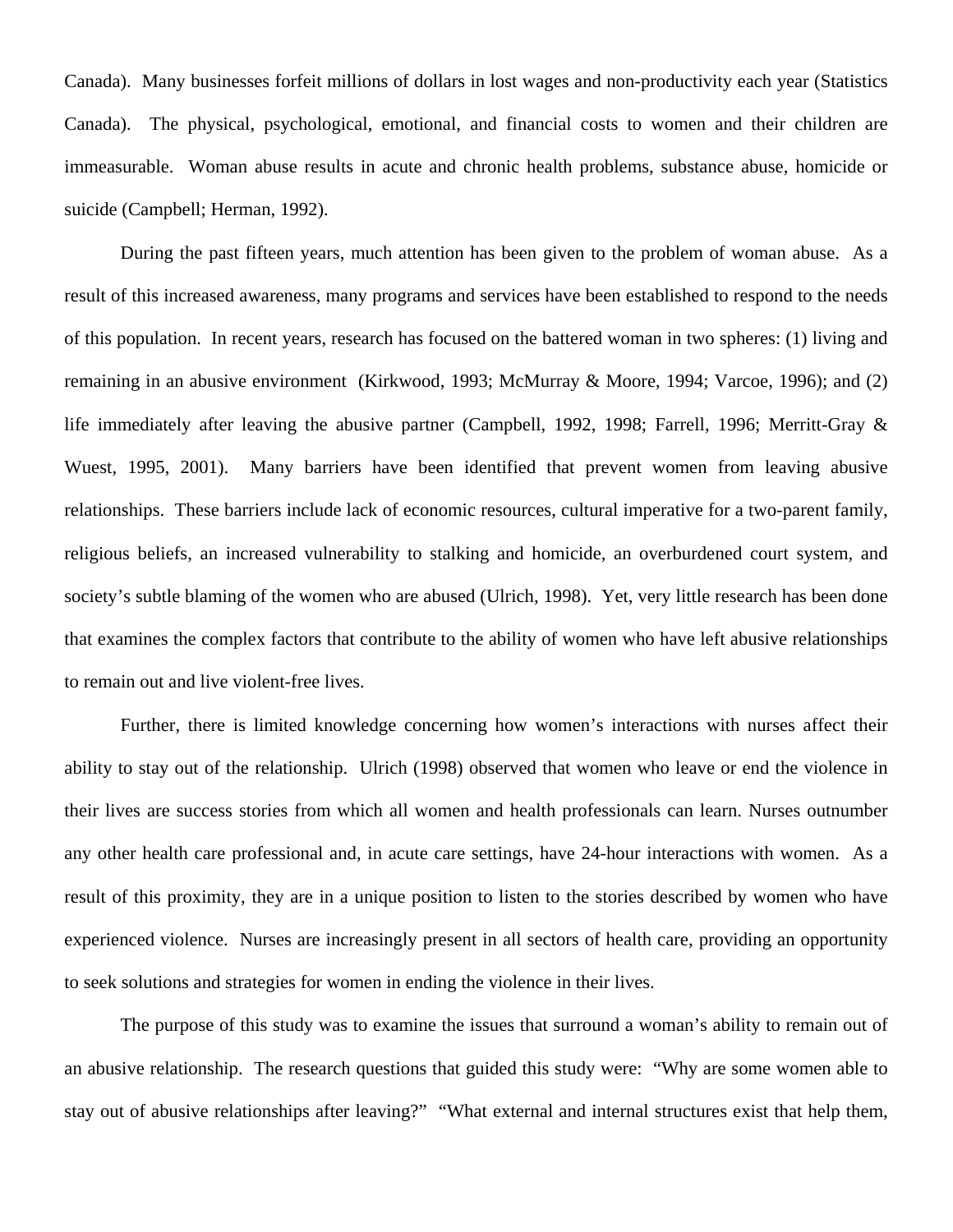Canada). Many businesses forfeit millions of dollars in lost wages and non-productivity each year (Statistics Canada). The physical, psychological, emotional, and financial costs to women and their children are immeasurable. Woman abuse results in acute and chronic health problems, substance abuse, homicide or suicide (Campbell; Herman, 1992).

During the past fifteen years, much attention has been given to the problem of woman abuse. As a result of this increased awareness, many programs and services have been established to respond to the needs of this population. In recent years, research has focused on the battered woman in two spheres: (1) living and remaining in an abusive environment (Kirkwood, 1993; McMurray & Moore, 1994; Varcoe, 1996); and (2) life immediately after leaving the abusive partner (Campbell, 1992, 1998; Farrell, 1996; Merritt-Gray & Wuest, 1995, 2001). Many barriers have been identified that prevent women from leaving abusive relationships. These barriers include lack of economic resources, cultural imperative for a two-parent family, religious beliefs, an increased vulnerability to stalking and homicide, an overburdened court system, and society's subtle blaming of the women who are abused (Ulrich, 1998). Yet, very little research has been done that examines the complex factors that contribute to the ability of women who have left abusive relationships to remain out and live violent-free lives.

Further, there is limited knowledge concerning how women's interactions with nurses affect their ability to stay out of the relationship. Ulrich (1998) observed that women who leave or end the violence in their lives are success stories from which all women and health professionals can learn. Nurses outnumber any other health care professional and, in acute care settings, have 24-hour interactions with women. As a result of this proximity, they are in a unique position to listen to the stories described by women who have experienced violence. Nurses are increasingly present in all sectors of health care, providing an opportunity to seek solutions and strategies for women in ending the violence in their lives.

The purpose of this study was to examine the issues that surround a woman's ability to remain out of an abusive relationship. The research questions that guided this study were: "Why are some women able to stay out of abusive relationships after leaving?" "What external and internal structures exist that help them,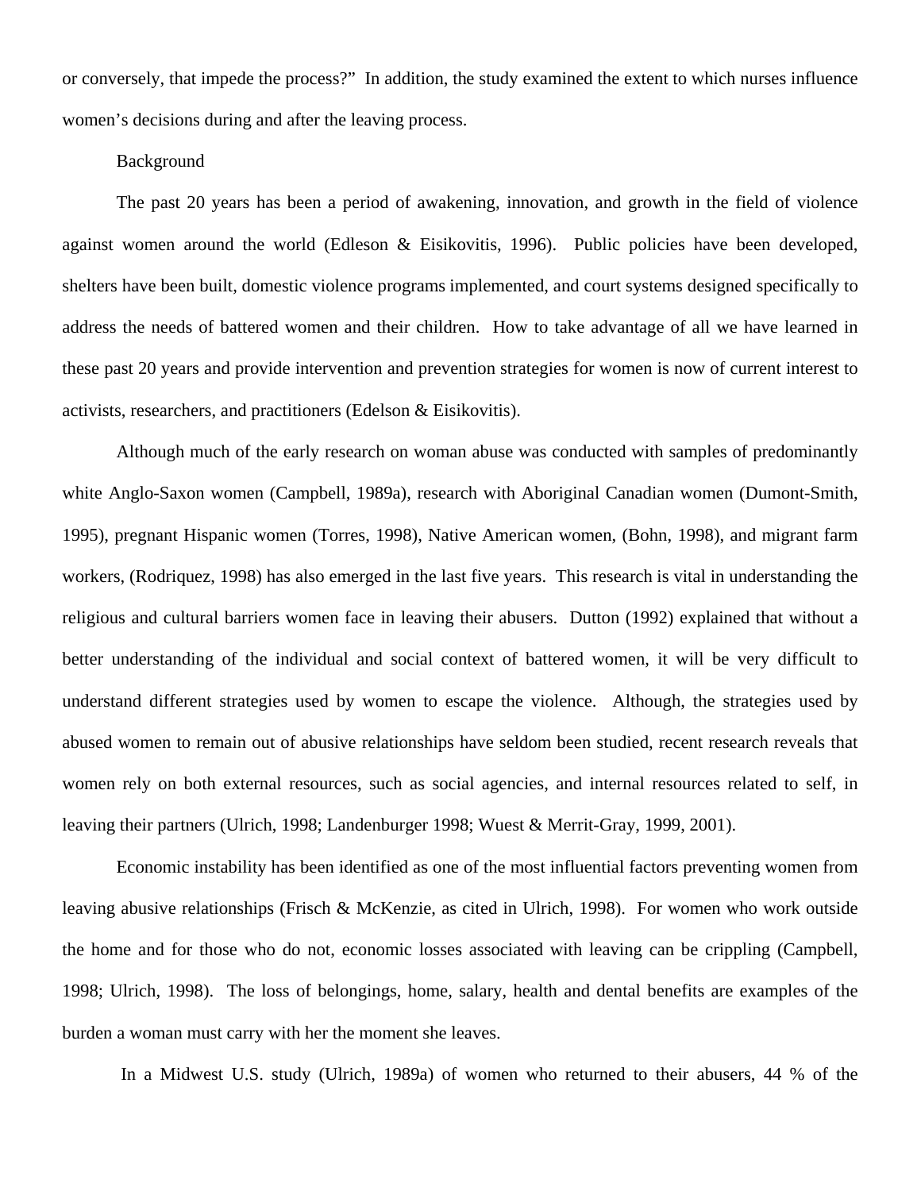or conversely, that impede the process?" In addition, the study examined the extent to which nurses influence women's decisions during and after the leaving process.

## Background

The past 20 years has been a period of awakening, innovation, and growth in the field of violence against women around the world (Edleson & Eisikovitis, 1996). Public policies have been developed, shelters have been built, domestic violence programs implemented, and court systems designed specifically to address the needs of battered women and their children. How to take advantage of all we have learned in these past 20 years and provide intervention and prevention strategies for women is now of current interest to activists, researchers, and practitioners (Edelson & Eisikovitis).

Although much of the early research on woman abuse was conducted with samples of predominantly white Anglo-Saxon women (Campbell, 1989a), research with Aboriginal Canadian women (Dumont-Smith, 1995), pregnant Hispanic women (Torres, 1998), Native American women, (Bohn, 1998), and migrant farm workers, (Rodriquez, 1998) has also emerged in the last five years. This research is vital in understanding the religious and cultural barriers women face in leaving their abusers. Dutton (1992) explained that without a better understanding of the individual and social context of battered women, it will be very difficult to understand different strategies used by women to escape the violence. Although, the strategies used by abused women to remain out of abusive relationships have seldom been studied, recent research reveals that women rely on both external resources, such as social agencies, and internal resources related to self, in leaving their partners (Ulrich, 1998; Landenburger 1998; Wuest & Merrit-Gray, 1999, 2001).

Economic instability has been identified as one of the most influential factors preventing women from leaving abusive relationships (Frisch & McKenzie, as cited in Ulrich, 1998). For women who work outside the home and for those who do not, economic losses associated with leaving can be crippling (Campbell, 1998; Ulrich, 1998). The loss of belongings, home, salary, health and dental benefits are examples of the burden a woman must carry with her the moment she leaves.

In a Midwest U.S. study (Ulrich, 1989a) of women who returned to their abusers, 44 % of the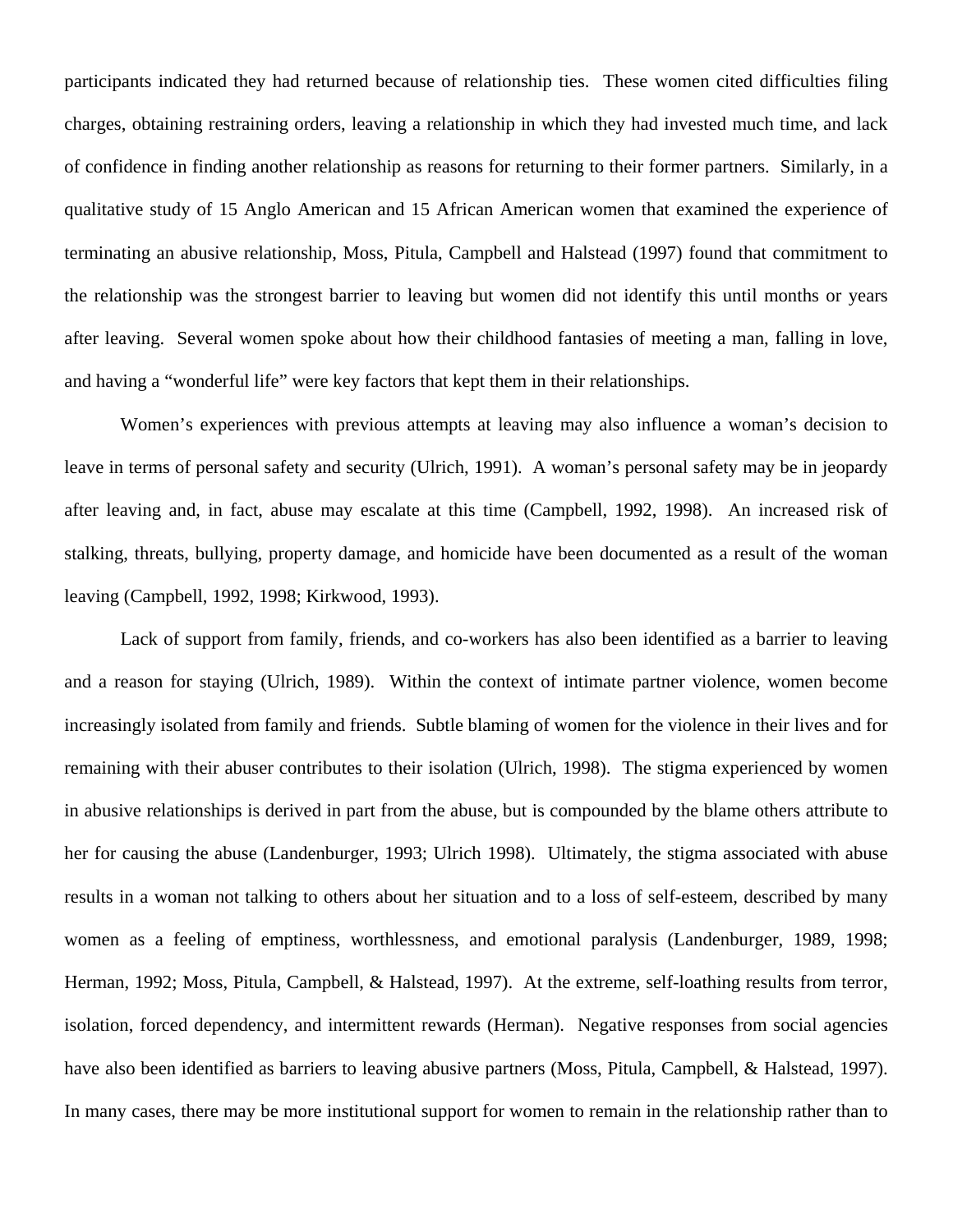participants indicated they had returned because of relationship ties. These women cited difficulties filing charges, obtaining restraining orders, leaving a relationship in which they had invested much time, and lack of confidence in finding another relationship as reasons for returning to their former partners. Similarly, in a qualitative study of 15 Anglo American and 15 African American women that examined the experience of terminating an abusive relationship, Moss, Pitula, Campbell and Halstead (1997) found that commitment to the relationship was the strongest barrier to leaving but women did not identify this until months or years after leaving. Several women spoke about how their childhood fantasies of meeting a man, falling in love, and having a "wonderful life" were key factors that kept them in their relationships.

Women's experiences with previous attempts at leaving may also influence a woman's decision to leave in terms of personal safety and security (Ulrich, 1991). A woman's personal safety may be in jeopardy after leaving and, in fact, abuse may escalate at this time (Campbell, 1992, 1998). An increased risk of stalking, threats, bullying, property damage, and homicide have been documented as a result of the woman leaving (Campbell, 1992, 1998; Kirkwood, 1993).

Lack of support from family, friends, and co-workers has also been identified as a barrier to leaving and a reason for staying (Ulrich, 1989). Within the context of intimate partner violence, women become increasingly isolated from family and friends. Subtle blaming of women for the violence in their lives and for remaining with their abuser contributes to their isolation (Ulrich, 1998). The stigma experienced by women in abusive relationships is derived in part from the abuse, but is compounded by the blame others attribute to her for causing the abuse (Landenburger, 1993; Ulrich 1998). Ultimately, the stigma associated with abuse results in a woman not talking to others about her situation and to a loss of self-esteem, described by many women as a feeling of emptiness, worthlessness, and emotional paralysis (Landenburger, 1989, 1998; Herman, 1992; Moss, Pitula, Campbell, & Halstead, 1997). At the extreme, self-loathing results from terror, isolation, forced dependency, and intermittent rewards (Herman). Negative responses from social agencies have also been identified as barriers to leaving abusive partners (Moss, Pitula, Campbell, & Halstead, 1997). In many cases, there may be more institutional support for women to remain in the relationship rather than to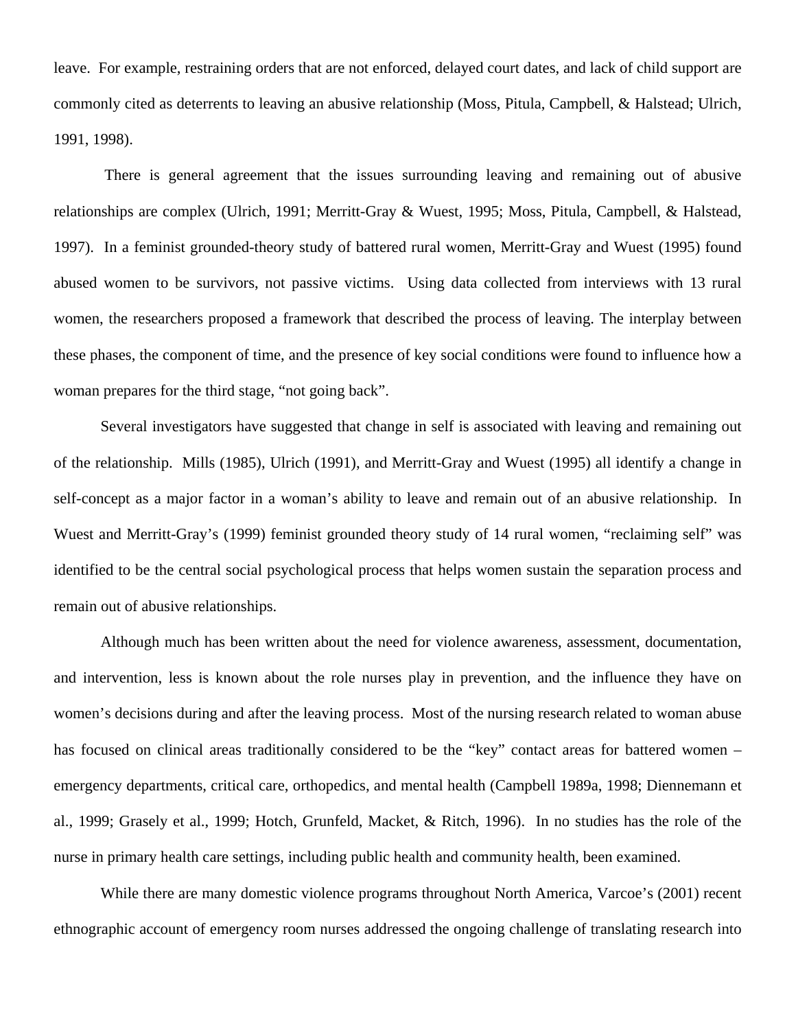leave. For example, restraining orders that are not enforced, delayed court dates, and lack of child support are commonly cited as deterrents to leaving an abusive relationship (Moss, Pitula, Campbell, & Halstead; Ulrich, 1991, 1998).

There is general agreement that the issues surrounding leaving and remaining out of abusive relationships are complex (Ulrich, 1991; Merritt-Gray & Wuest, 1995; Moss, Pitula, Campbell, & Halstead, 1997). In a feminist grounded-theory study of battered rural women, Merritt-Gray and Wuest (1995) found abused women to be survivors, not passive victims. Using data collected from interviews with 13 rural women, the researchers proposed a framework that described the process of leaving. The interplay between these phases, the component of time, and the presence of key social conditions were found to influence how a woman prepares for the third stage, "not going back".

Several investigators have suggested that change in self is associated with leaving and remaining out of the relationship. Mills (1985), Ulrich (1991), and Merritt-Gray and Wuest (1995) all identify a change in self-concept as a major factor in a woman's ability to leave and remain out of an abusive relationship. In Wuest and Merritt-Gray's (1999) feminist grounded theory study of 14 rural women, "reclaiming self" was identified to be the central social psychological process that helps women sustain the separation process and remain out of abusive relationships.

Although much has been written about the need for violence awareness, assessment, documentation, and intervention, less is known about the role nurses play in prevention, and the influence they have on women's decisions during and after the leaving process. Most of the nursing research related to woman abuse has focused on clinical areas traditionally considered to be the "key" contact areas for battered women – emergency departments, critical care, orthopedics, and mental health (Campbell 1989a, 1998; Diennemann et al., 1999; Grasely et al., 1999; Hotch, Grunfeld, Macket, & Ritch, 1996). In no studies has the role of the nurse in primary health care settings, including public health and community health, been examined.

While there are many domestic violence programs throughout North America, Varcoe's (2001) recent ethnographic account of emergency room nurses addressed the ongoing challenge of translating research into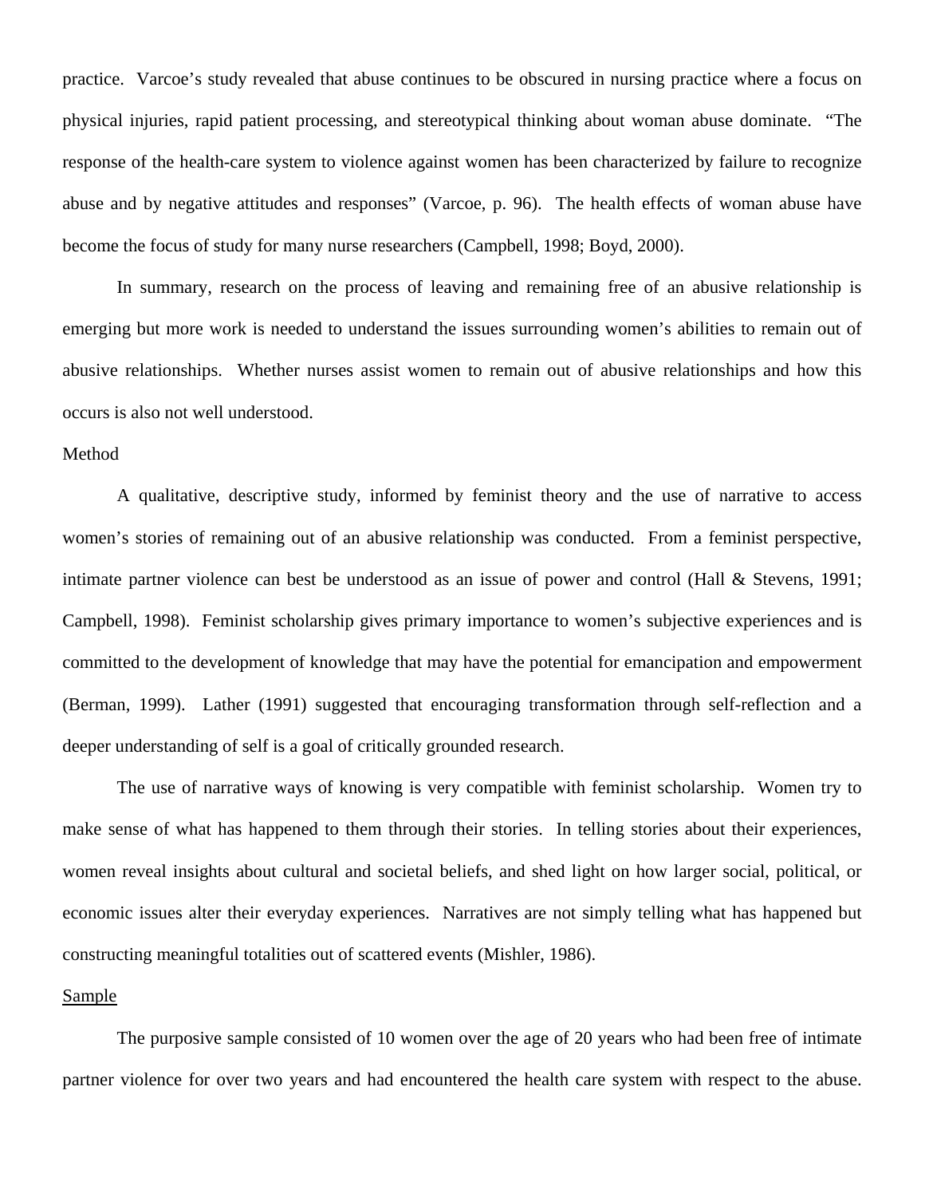practice. Varcoe's study revealed that abuse continues to be obscured in nursing practice where a focus on physical injuries, rapid patient processing, and stereotypical thinking about woman abuse dominate. "The response of the health-care system to violence against women has been characterized by failure to recognize abuse and by negative attitudes and responses" (Varcoe, p. 96). The health effects of woman abuse have become the focus of study for many nurse researchers (Campbell, 1998; Boyd, 2000).

In summary, research on the process of leaving and remaining free of an abusive relationship is emerging but more work is needed to understand the issues surrounding women's abilities to remain out of abusive relationships. Whether nurses assist women to remain out of abusive relationships and how this occurs is also not well understood.

## Method

A qualitative, descriptive study, informed by feminist theory and the use of narrative to access women's stories of remaining out of an abusive relationship was conducted. From a feminist perspective, intimate partner violence can best be understood as an issue of power and control (Hall & Stevens, 1991; Campbell, 1998). Feminist scholarship gives primary importance to women's subjective experiences and is committed to the development of knowledge that may have the potential for emancipation and empowerment (Berman, 1999). Lather (1991) suggested that encouraging transformation through self-reflection and a deeper understanding of self is a goal of critically grounded research.

The use of narrative ways of knowing is very compatible with feminist scholarship. Women try to make sense of what has happened to them through their stories. In telling stories about their experiences, women reveal insights about cultural and societal beliefs, and shed light on how larger social, political, or economic issues alter their everyday experiences. Narratives are not simply telling what has happened but constructing meaningful totalities out of scattered events (Mishler, 1986).

### Sample

The purposive sample consisted of 10 women over the age of 20 years who had been free of intimate partner violence for over two years and had encountered the health care system with respect to the abuse.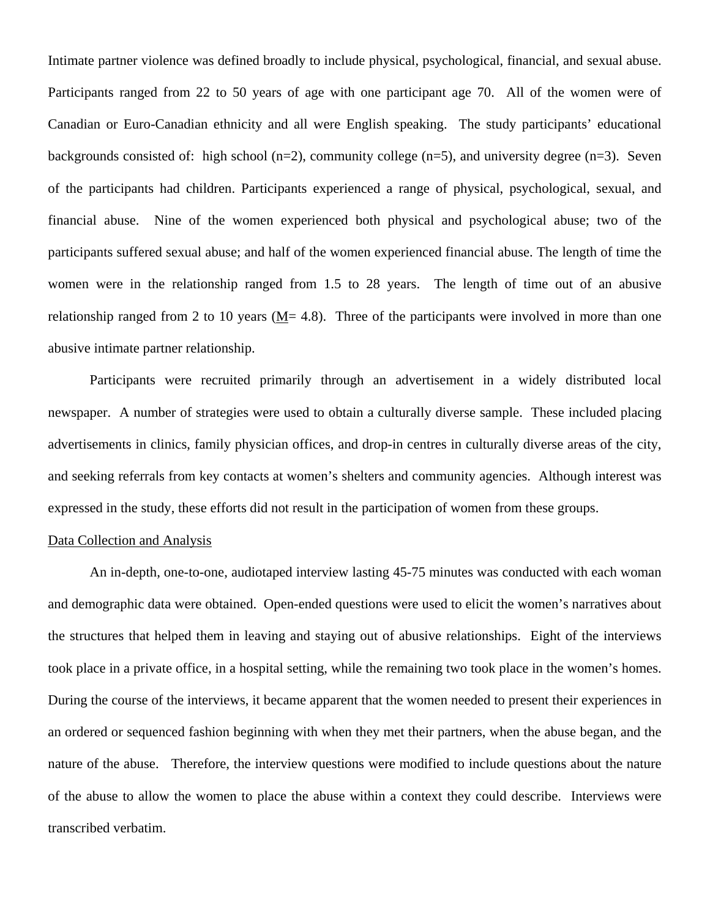Intimate partner violence was defined broadly to include physical, psychological, financial, and sexual abuse. Participants ranged from 22 to 50 years of age with one participant age 70. All of the women were of Canadian or Euro-Canadian ethnicity and all were English speaking. The study participants' educational backgrounds consisted of: high school (n=2), community college (n=5), and university degree (n=3). Seven of the participants had children. Participants experienced a range of physical, psychological, sexual, and financial abuse. Nine of the women experienced both physical and psychological abuse; two of the participants suffered sexual abuse; and half of the women experienced financial abuse. The length of time the women were in the relationship ranged from 1.5 to 28 years. The length of time out of an abusive relationship ranged from 2 to 10 years (M= 4.8). Three of the participants were involved in more than one abusive intimate partner relationship.

Participants were recruited primarily through an advertisement in a widely distributed local newspaper. A number of strategies were used to obtain a culturally diverse sample. These included placing advertisements in clinics, family physician offices, and drop-in centres in culturally diverse areas of the city, and seeking referrals from key contacts at women's shelters and community agencies. Although interest was expressed in the study, these efforts did not result in the participation of women from these groups.

## Data Collection and Analysis

An in-depth, one-to-one, audiotaped interview lasting 45-75 minutes was conducted with each woman and demographic data were obtained. Open-ended questions were used to elicit the women's narratives about the structures that helped them in leaving and staying out of abusive relationships. Eight of the interviews took place in a private office, in a hospital setting, while the remaining two took place in the women's homes. During the course of the interviews, it became apparent that the women needed to present their experiences in an ordered or sequenced fashion beginning with when they met their partners, when the abuse began, and the nature of the abuse. Therefore, the interview questions were modified to include questions about the nature of the abuse to allow the women to place the abuse within a context they could describe. Interviews were transcribed verbatim.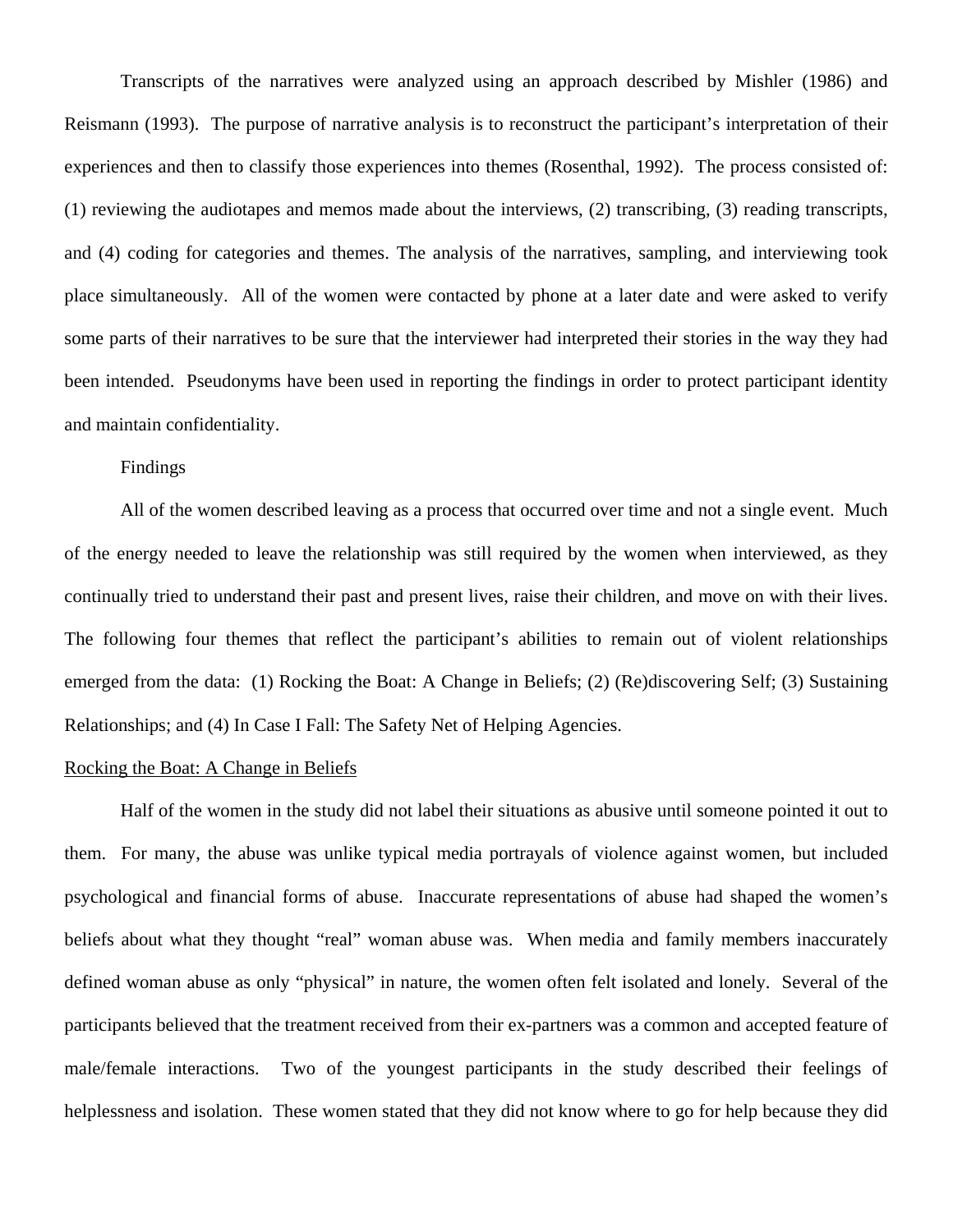Transcripts of the narratives were analyzed using an approach described by Mishler (1986) and Reismann (1993). The purpose of narrative analysis is to reconstruct the participant's interpretation of their experiences and then to classify those experiences into themes (Rosenthal, 1992). The process consisted of: (1) reviewing the audiotapes and memos made about the interviews, (2) transcribing, (3) reading transcripts, and (4) coding for categories and themes. The analysis of the narratives, sampling, and interviewing took place simultaneously. All of the women were contacted by phone at a later date and were asked to verify some parts of their narratives to be sure that the interviewer had interpreted their stories in the way they had been intended. Pseudonyms have been used in reporting the findings in order to protect participant identity and maintain confidentiality.

## Findings

All of the women described leaving as a process that occurred over time and not a single event. Much of the energy needed to leave the relationship was still required by the women when interviewed, as they continually tried to understand their past and present lives, raise their children, and move on with their lives. The following four themes that reflect the participant's abilities to remain out of violent relationships emerged from the data: (1) Rocking the Boat: A Change in Beliefs; (2) (Re)discovering Self; (3) Sustaining Relationships; and (4) In Case I Fall: The Safety Net of Helping Agencies.

### Rocking the Boat: A Change in Beliefs

Half of the women in the study did not label their situations as abusive until someone pointed it out to them. For many, the abuse was unlike typical media portrayals of violence against women, but included psychological and financial forms of abuse. Inaccurate representations of abuse had shaped the women's beliefs about what they thought "real" woman abuse was. When media and family members inaccurately defined woman abuse as only "physical" in nature, the women often felt isolated and lonely. Several of the participants believed that the treatment received from their ex-partners was a common and accepted feature of male/female interactions. Two of the youngest participants in the study described their feelings of helplessness and isolation. These women stated that they did not know where to go for help because they did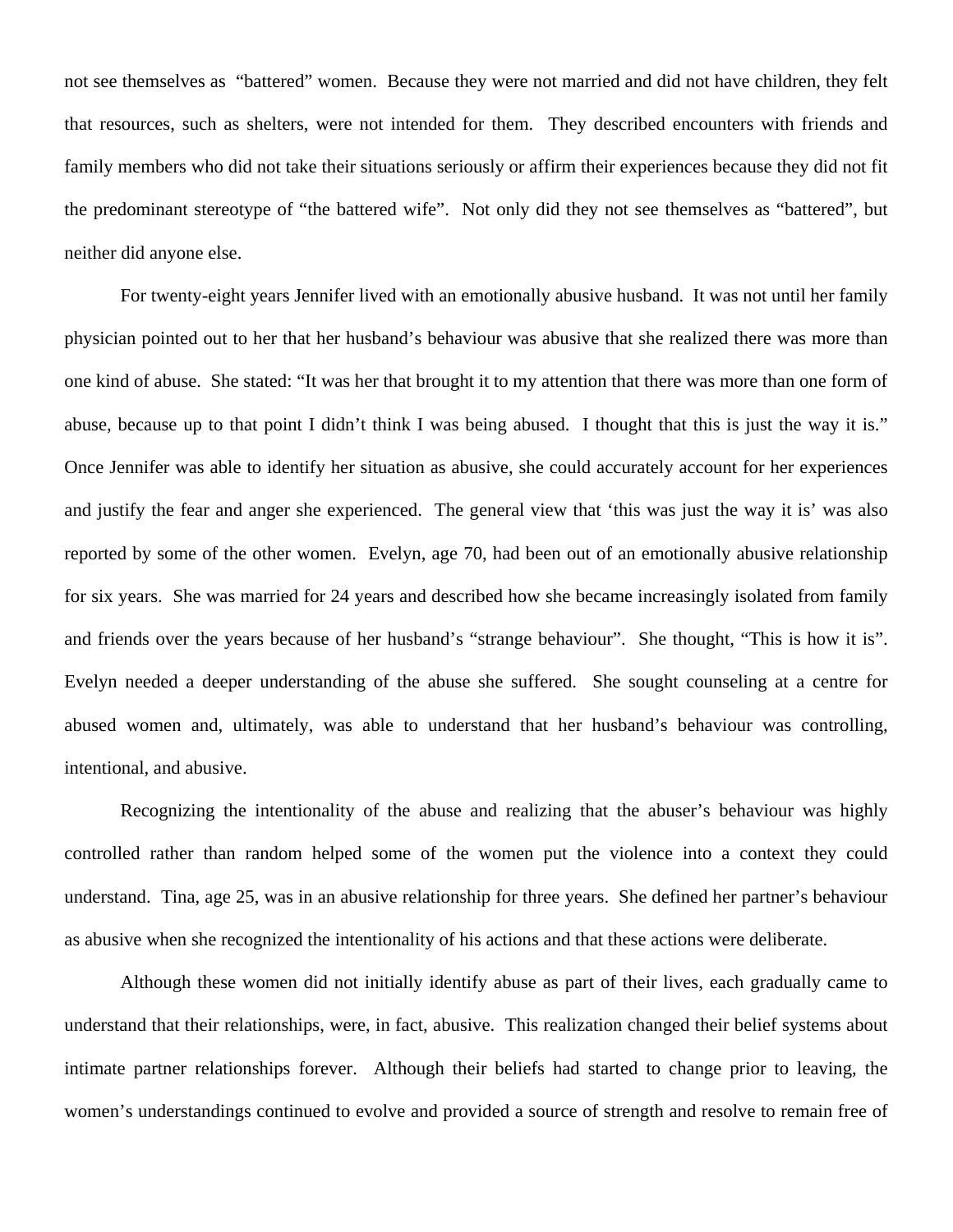not see themselves as "battered" women. Because they were not married and did not have children, they felt that resources, such as shelters, were not intended for them. They described encounters with friends and family members who did not take their situations seriously or affirm their experiences because they did not fit the predominant stereotype of "the battered wife". Not only did they not see themselves as "battered", but neither did anyone else.

For twenty-eight years Jennifer lived with an emotionally abusive husband. It was not until her family physician pointed out to her that her husband's behaviour was abusive that she realized there was more than one kind of abuse. She stated: "It was her that brought it to my attention that there was more than one form of abuse, because up to that point I didn't think I was being abused. I thought that this is just the way it is." Once Jennifer was able to identify her situation as abusive, she could accurately account for her experiences and justify the fear and anger she experienced. The general view that 'this was just the way it is' was also reported by some of the other women. Evelyn, age 70, had been out of an emotionally abusive relationship for six years. She was married for 24 years and described how she became increasingly isolated from family and friends over the years because of her husband's "strange behaviour". She thought, "This is how it is". Evelyn needed a deeper understanding of the abuse she suffered. She sought counseling at a centre for abused women and, ultimately, was able to understand that her husband's behaviour was controlling, intentional, and abusive.

Recognizing the intentionality of the abuse and realizing that the abuser's behaviour was highly controlled rather than random helped some of the women put the violence into a context they could understand. Tina, age 25, was in an abusive relationship for three years. She defined her partner's behaviour as abusive when she recognized the intentionality of his actions and that these actions were deliberate.

Although these women did not initially identify abuse as part of their lives, each gradually came to understand that their relationships, were, in fact, abusive. This realization changed their belief systems about intimate partner relationships forever. Although their beliefs had started to change prior to leaving, the women's understandings continued to evolve and provided a source of strength and resolve to remain free of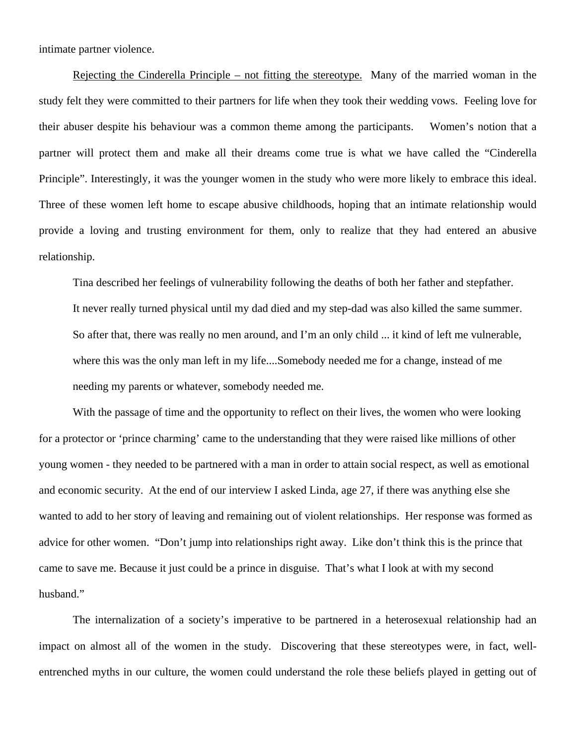intimate partner violence.

Rejecting the Cinderella Principle – not fitting the stereotype. Many of the married woman in the study felt they were committed to their partners for life when they took their wedding vows. Feeling love for their abuser despite his behaviour was a common theme among the participants. Women's notion that a partner will protect them and make all their dreams come true is what we have called the "Cinderella Principle". Interestingly, it was the younger women in the study who were more likely to embrace this ideal. Three of these women left home to escape abusive childhoods, hoping that an intimate relationship would provide a loving and trusting environment for them, only to realize that they had entered an abusive relationship.

> Tina described her feelings of vulnerability following the deaths of both her father and stepfather. It never really turned physical until my dad died and my step-dad was also killed the same summer. So after that, there was really no men around, and I'm an only child ... it kind of left me vulnerable, where this was the only man left in my life....Somebody needed me for a change, instead of me needing my parents or whatever, somebody needed me.

With the passage of time and the opportunity to reflect on their lives, the women who were looking for a protector or 'prince charming' came to the understanding that they were raised like millions of other young women - they needed to be partnered with a man in order to attain social respect, as well as emotional and economic security. At the end of our interview I asked Linda, age 27, if there was anything else she wanted to add to her story of leaving and remaining out of violent relationships. Her response was formed as advice for other women. "Don't jump into relationships right away. Like don't think this is the prince that came to save me. Because it just could be a prince in disguise. That's what I look at with my second husband."

The internalization of a society's imperative to be partnered in a heterosexual relationship had an impact on almost all of the women in the study. Discovering that these stereotypes were, in fact, well-entrenched myths in our culture, the women could understand the role these beliefs played in getting out of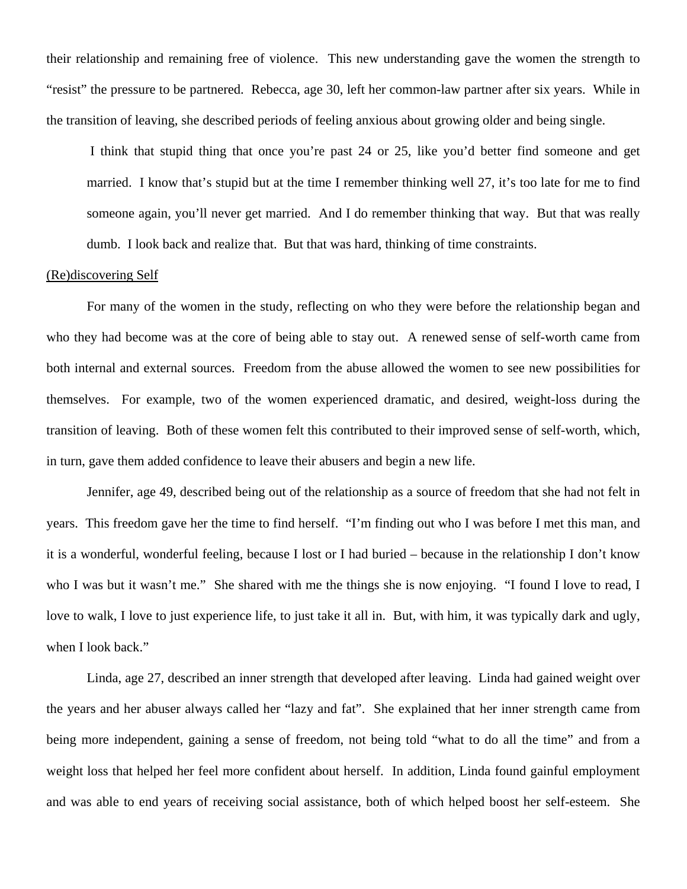their relationship and remaining free of violence. This new understanding gave the women the strength to "resist" the pressure to be partnered. Rebecca, age 30, left her common-law partner after six years. While in the transition of leaving, she described periods of feeling anxious about growing older and being single.

> I think that stupid thing that once you're past 24 or 25, like you'd better find someone and get married. I know that's stupid but at the time I remember thinking well 27, it's too late for me to find someone again, you'll never get married. And I do remember thinking that way. But that was really dumb. I look back and realize that. But that was hard, thinking of time constraints.

<u>(Re)discovering Self</u>

For many of the women in the study, reflecting on who they were before the relationship began and who they had become was at the core of being able to stay out. A renewed sense of self-worth came from both internal and external sources. Freedom from the abuse allowed the women to see new possibilities for themselves. For example, two of the women experienced dramatic, and desired, weight-loss during the transition of leaving. Both of these women felt this contributed to their improved sense of self-worth, which, in turn, gave them added confidence to leave their abusers and begin a new life.

Jennifer, age 49, described being out of the relationship as a source of freedom that she had not felt in years. This freedom gave her the time to find herself. "I'm finding out who I was before I met this man, and it is a wonderful, wonderful feeling, because I lost or I had buried – because in the relationship I don't know who I was but it wasn't me." She shared with me the things she is now enjoying. "I found I love to read, I love to walk, I love to just experience life, to just take it all in. But, with him, it was typically dark and ugly, when I look back."

Linda, age 27, described an inner strength that developed after leaving. Linda had gained weight over the years and her abuser always called her "lazy and fat". She explained that her inner strength came from being more independent, gaining a sense of freedom, not being told "what to do all the time" and from a weight loss that helped her feel more confident about herself. In addition, Linda found gainful employment and was able to end years of receiving social assistance, both of which helped boost her self-esteem. She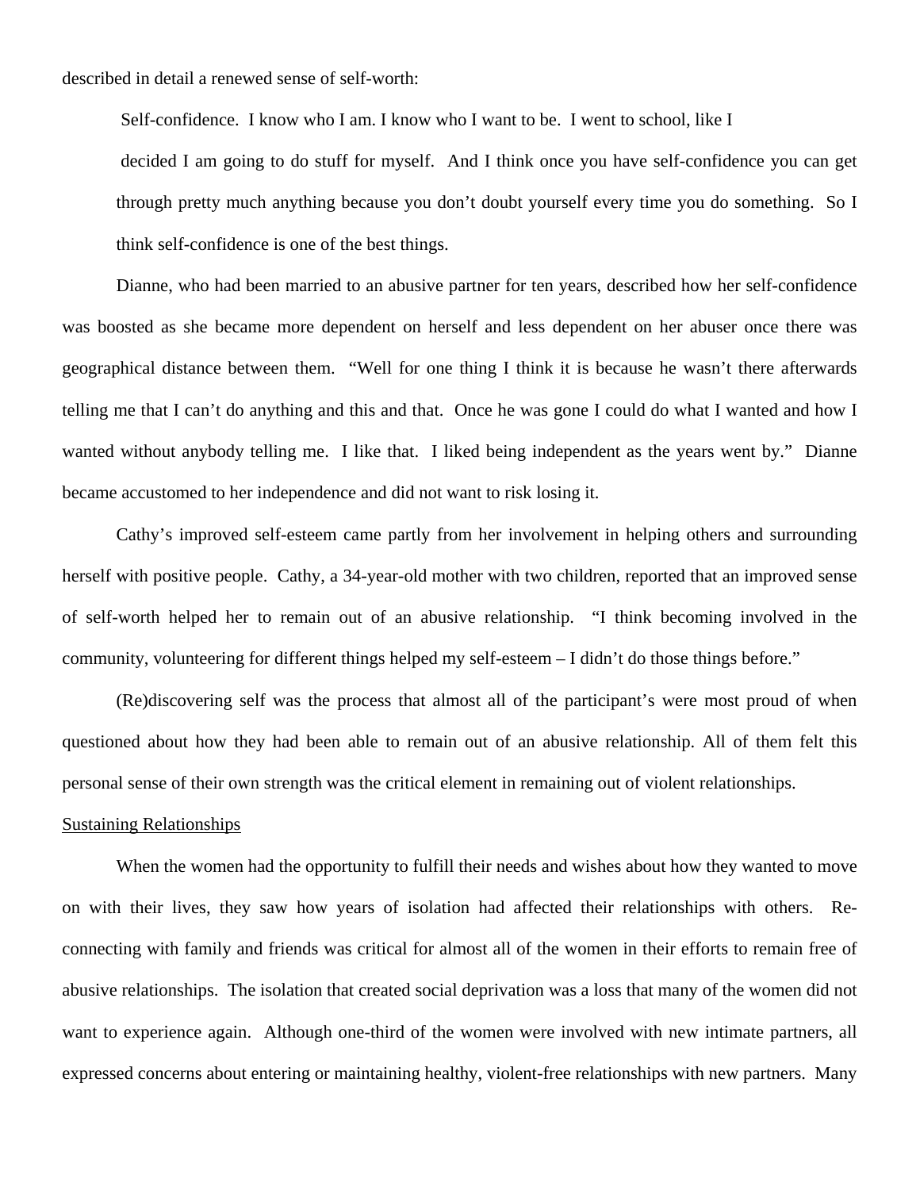described in detail a renewed sense of self-worth:

> Self-confidence. I know who I am. I know who I want to be. I went to school, like I decided I am going to do stuff for myself. And I think once you have self-confidence you can get through pretty much anything because you don't doubt yourself every time you do something. So I think self-confidence is one of the best things.

Dianne, who had been married to an abusive partner for ten years, described how her self-confidence was boosted as she became more dependent on herself and less dependent on her abuser once there was geographical distance between them. "Well for one thing I think it is because he wasn't there afterwards telling me that I can't do anything and this and that. Once he was gone I could do what I wanted and how I wanted without anybody telling me. I like that. I liked being independent as the years went by." Dianne became accustomed to her independence and did not want to risk losing it.

Cathy's improved self-esteem came partly from her involvement in helping others and surrounding herself with positive people. Cathy, a 34-year-old mother with two children, reported that an improved sense of self-worth helped her to remain out of an abusive relationship. "I think becoming involved in the community, volunteering for different things helped my self-esteem – I didn't do those things before."

(Re)discovering self was the process that almost all of the participant's were most proud of when questioned about how they had been able to remain out of an abusive relationship. All of them felt this personal sense of their own strength was the critical element in remaining out of violent relationships.

Sustaining Relationships

When the women had the opportunity to fulfill their needs and wishes about how they wanted to move on with their lives, they saw how years of isolation had affected their relationships with others. Re-connecting with family and friends was critical for almost all of the women in their efforts to remain free of abusive relationships. The isolation that created social deprivation was a loss that many of the women did not want to experience again. Although one-third of the women were involved with new intimate partners, all expressed concerns about entering or maintaining healthy, violent-free relationships with new partners. Many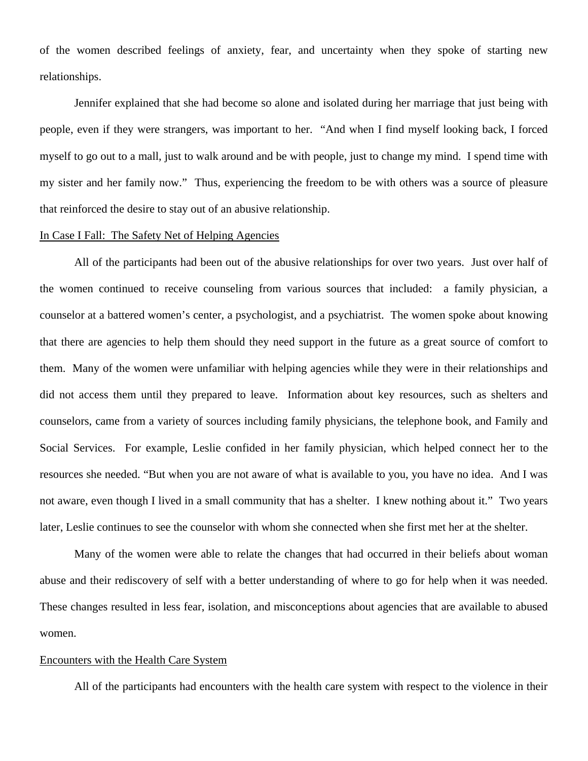of the women described feelings of anxiety, fear, and uncertainty when they spoke of starting new relationships.

Jennifer explained that she had become so alone and isolated during her marriage that just being with people, even if they were strangers, was important to her. "And when I find myself looking back, I forced myself to go out to a mall, just to walk around and be with people, just to change my mind. I spend time with my sister and her family now." Thus, experiencing the freedom to be with others was a source of pleasure that reinforced the desire to stay out of an abusive relationship.

### In Case I Fall: The Safety Net of Helping Agencies

All of the participants had been out of the abusive relationships for over two years. Just over half of the women continued to receive counseling from various sources that included: a family physician, a counselor at a battered women's center, a psychologist, and a psychiatrist. The women spoke about knowing that there are agencies to help them should they need support in the future as a great source of comfort to them. Many of the women were unfamiliar with helping agencies while they were in their relationships and did not access them until they prepared to leave. Information about key resources, such as shelters and counselors, came from a variety of sources including family physicians, the telephone book, and Family and Social Services. For example, Leslie confided in her family physician, which helped connect her to the resources she needed. "But when you are not aware of what is available to you, you have no idea. And I was not aware, even though I lived in a small community that has a shelter. I knew nothing about it." Two years later, Leslie continues to see the counselor with whom she connected when she first met her at the shelter.

Many of the women were able to relate the changes that had occurred in their beliefs about woman abuse and their rediscovery of self with a better understanding of where to go for help when it was needed. These changes resulted in less fear, isolation, and misconceptions about agencies that are available to abused women.

### Encounters with the Health Care System

All of the participants had encounters with the health care system with respect to the violence in their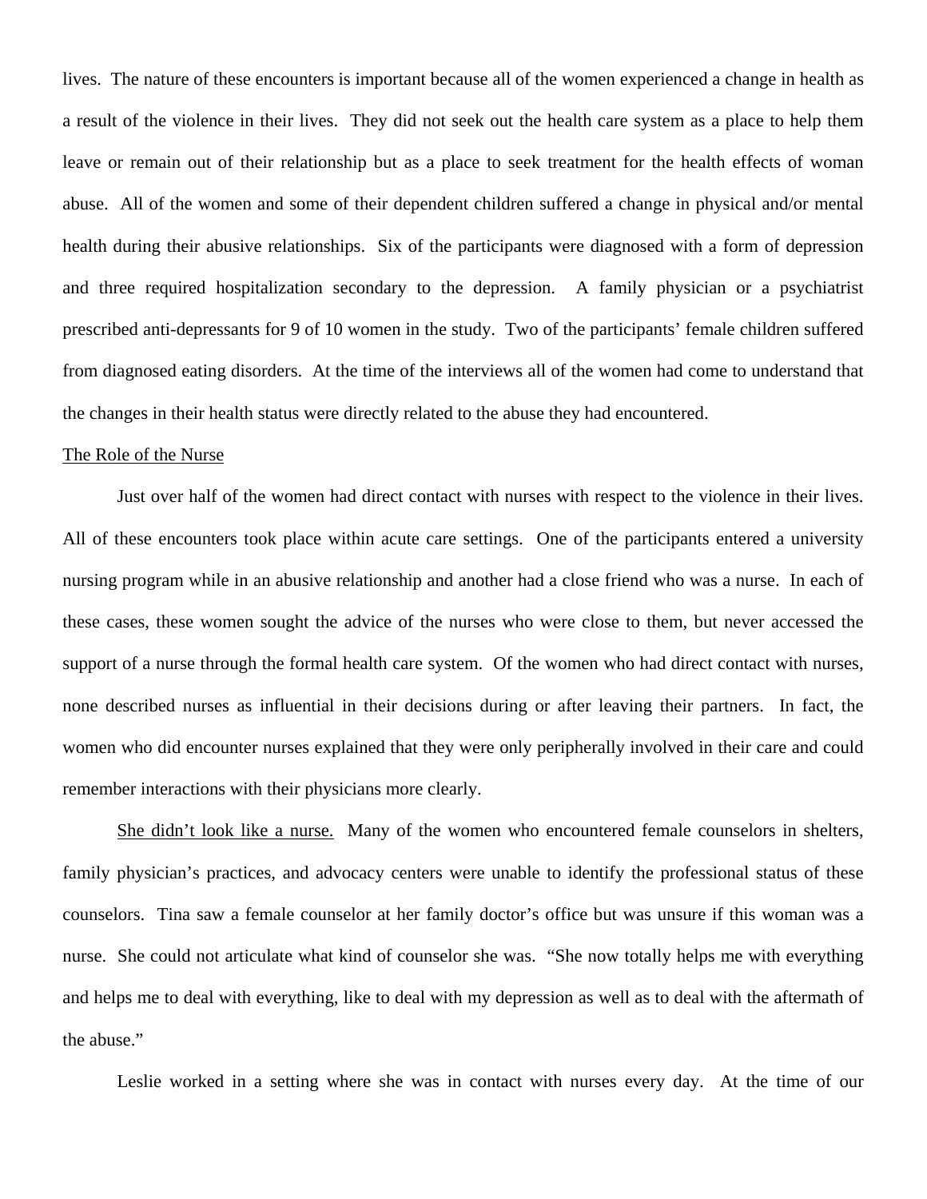lives. The nature of these encounters is important because all of the women experienced a change in health as a result of the violence in their lives. They did not seek out the health care system as a place to help them leave or remain out of their relationship but as a place to seek treatment for the health effects of woman abuse. All of the women and some of their dependent children suffered a change in physical and/or mental health during their abusive relationships. Six of the participants were diagnosed with a form of depression and three required hospitalization secondary to the depression. A family physician or a psychiatrist prescribed anti-depressants for 9 of 10 women in the study. Two of the participants' female children suffered from diagnosed eating disorders. At the time of the interviews all of the women had come to understand that the changes in their health status were directly related to the abuse they had encountered.

<u>The Role of the Nurse</u>

Just over half of the women had direct contact with nurses with respect to the violence in their lives. All of these encounters took place within acute care settings. One of the participants entered a university nursing program while in an abusive relationship and another had a close friend who was a nurse. In each of these cases, these women sought the advice of the nurses who were close to them, but never accessed the support of a nurse through the formal health care system. Of the women who had direct contact with nurses, none described nurses as influential in their decisions during or after leaving their partners. In fact, the women who did encounter nurses explained that they were only peripherally involved in their care and could remember interactions with their physicians more clearly.

<u>She didn't look like a nurse.</u> Many of the women who encountered female counselors in shelters, family physician's practices, and advocacy centers were unable to identify the professional status of these counselors. Tina saw a female counselor at her family doctor's office but was unsure if this woman was a nurse. She could not articulate what kind of counselor she was. "She now totally helps me with everything and helps me to deal with everything, like to deal with my depression as well as to deal with the aftermath of the abuse."

Leslie worked in a setting where she was in contact with nurses every day. At the time of our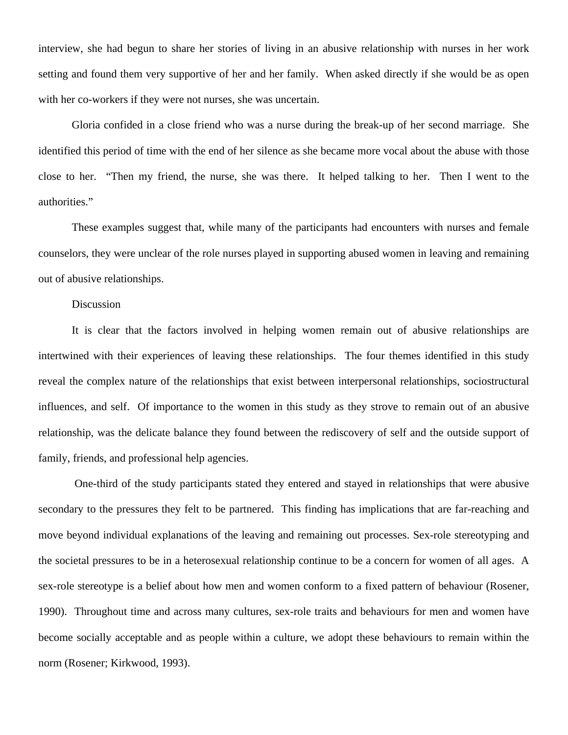interview, she had begun to share her stories of living in an abusive relationship with nurses in her work setting and found them very supportive of her and her family. When asked directly if she would be as open with her co-workers if they were not nurses, she was uncertain.

Gloria confided in a close friend who was a nurse during the break-up of her second marriage. She identified this period of time with the end of her silence as she became more vocal about the abuse with those close to her. "Then my friend, the nurse, she was there. It helped talking to her. Then I went to the authorities."

These examples suggest that, while many of the participants had encounters with nurses and female counselors, they were unclear of the role nurses played in supporting abused women in leaving and remaining out of abusive relationships.

## Discussion

It is clear that the factors involved in helping women remain out of abusive relationships are intertwined with their experiences of leaving these relationships. The four themes identified in this study reveal the complex nature of the relationships that exist between interpersonal relationships, sociostructural influences, and self. Of importance to the women in this study as they strove to remain out of an abusive relationship, was the delicate balance they found between the rediscovery of self and the outside support of family, friends, and professional help agencies.

One-third of the study participants stated they entered and stayed in relationships that were abusive secondary to the pressures they felt to be partnered. This finding has implications that are far-reaching and move beyond individual explanations of the leaving and remaining out processes. Sex-role stereotyping and the societal pressures to be in a heterosexual relationship continue to be a concern for women of all ages. A sex-role stereotype is a belief about how men and women conform to a fixed pattern of behaviour (Rosener, 1990). Throughout time and across many cultures, sex-role traits and behaviours for men and women have become socially acceptable and as people within a culture, we adopt these behaviours to remain within the norm (Rosener; Kirkwood, 1993).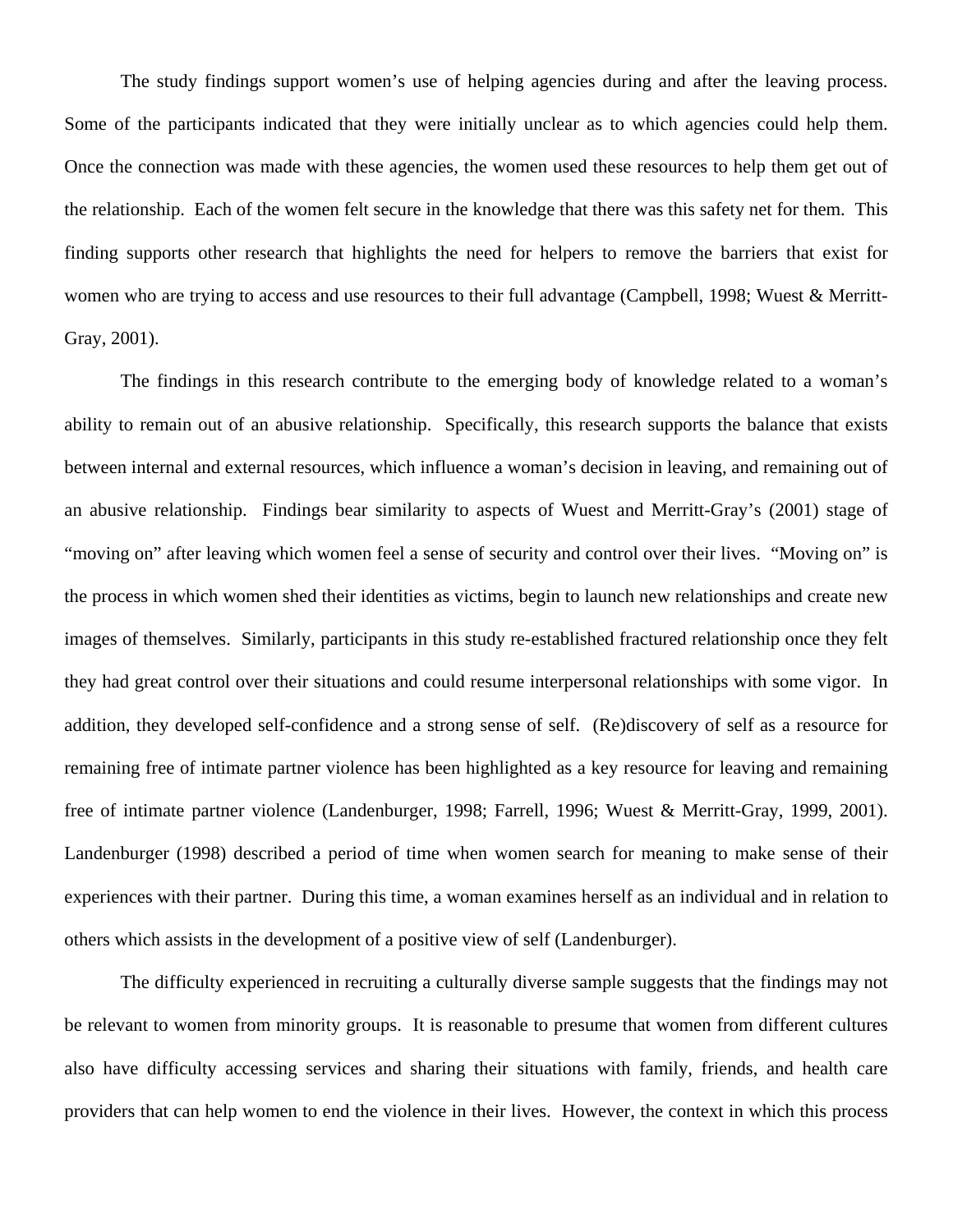The study findings support women's use of helping agencies during and after the leaving process. Some of the participants indicated that they were initially unclear as to which agencies could help them. Once the connection was made with these agencies, the women used these resources to help them get out of the relationship. Each of the women felt secure in the knowledge that there was this safety net for them. This finding supports other research that highlights the need for helpers to remove the barriers that exist for women who are trying to access and use resources to their full advantage (Campbell, 1998; Wuest & Merritt-Gray, 2001).

The findings in this research contribute to the emerging body of knowledge related to a woman's ability to remain out of an abusive relationship. Specifically, this research supports the balance that exists between internal and external resources, which influence a woman's decision in leaving, and remaining out of an abusive relationship. Findings bear similarity to aspects of Wuest and Merritt-Gray's (2001) stage of "moving on" after leaving which women feel a sense of security and control over their lives. "Moving on" is the process in which women shed their identities as victims, begin to launch new relationships and create new images of themselves. Similarly, participants in this study re-established fractured relationship once they felt they had great control over their situations and could resume interpersonal relationships with some vigor. In addition, they developed self-confidence and a strong sense of self. (Re)discovery of self as a resource for remaining free of intimate partner violence has been highlighted as a key resource for leaving and remaining free of intimate partner violence (Landenburger, 1998; Farrell, 1996; Wuest & Merritt-Gray, 1999, 2001). Landenburger (1998) described a period of time when women search for meaning to make sense of their experiences with their partner. During this time, a woman examines herself as an individual and in relation to others which assists in the development of a positive view of self (Landenburger).

The difficulty experienced in recruiting a culturally diverse sample suggests that the findings may not be relevant to women from minority groups. It is reasonable to presume that women from different cultures also have difficulty accessing services and sharing their situations with family, friends, and health care providers that can help women to end the violence in their lives. However, the context in which this process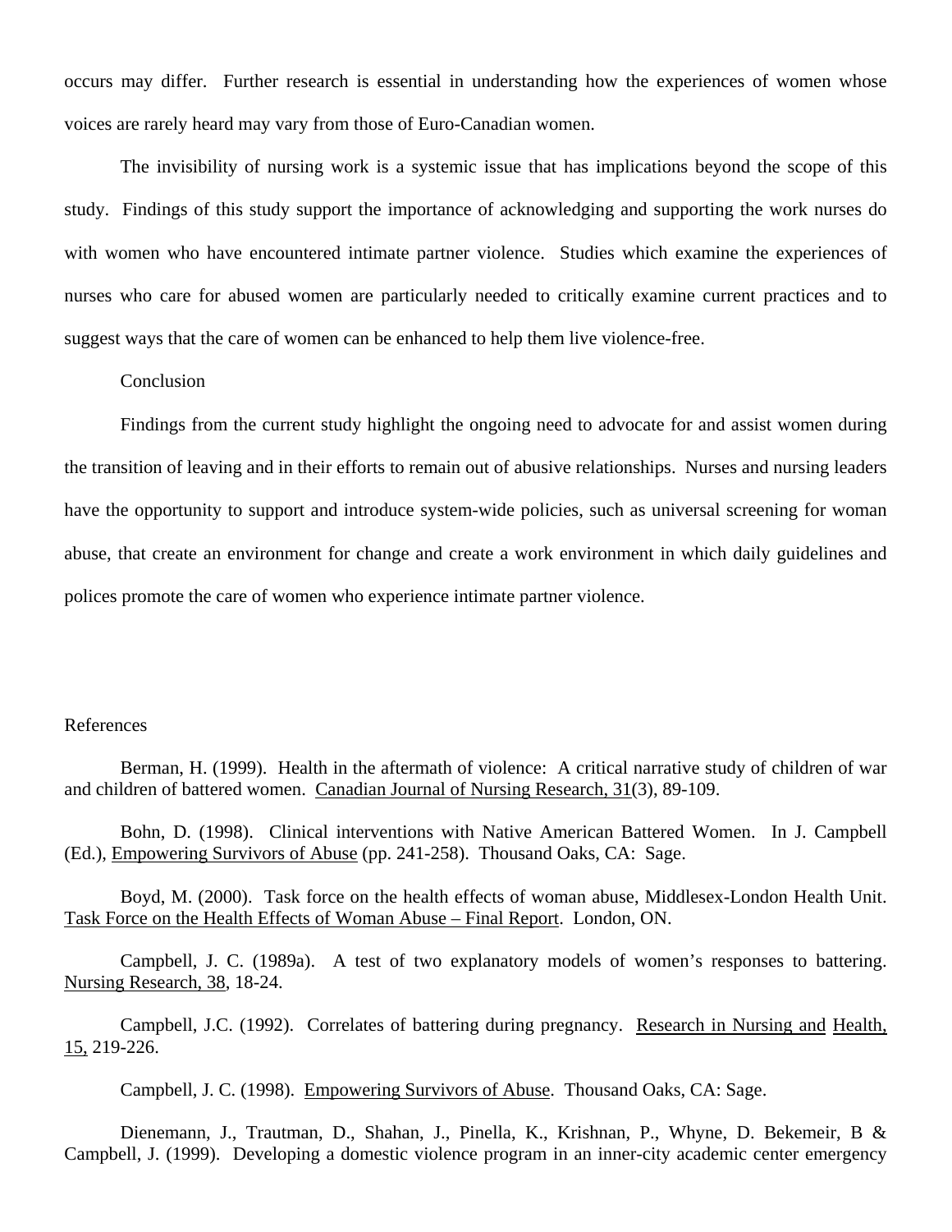occurs may differ. Further research is essential in understanding how the experiences of women whose voices are rarely heard may vary from those of Euro-Canadian women.

The invisibility of nursing work is a systemic issue that has implications beyond the scope of this study. Findings of this study support the importance of acknowledging and supporting the work nurses do with women who have encountered intimate partner violence. Studies which examine the experiences of nurses who care for abused women are particularly needed to critically examine current practices and to suggest ways that the care of women can be enhanced to help them live violence-free.

## Conclusion

Findings from the current study highlight the ongoing need to advocate for and assist women during the transition of leaving and in their efforts to remain out of abusive relationships. Nurses and nursing leaders have the opportunity to support and introduce system-wide policies, such as universal screening for woman abuse, that create an environment for change and create a work environment in which daily guidelines and polices promote the care of women who experience intimate partner violence.

## References

Berman, H. (1999). Health in the aftermath of violence: A critical narrative study of children of war and children of battered women. Canadian Journal of Nursing Research, 31(3), 89-109.

Bohn, D. (1998). Clinical interventions with Native American Battered Women. In J. Campbell (Ed.), Empowering Survivors of Abuse (pp. 241-258). Thousand Oaks, CA: Sage.

Boyd, M. (2000). Task force on the health effects of woman abuse, Middlesex-London Health Unit. Task Force on the Health Effects of Woman Abuse – Final Report. London, ON.

Campbell, J. C. (1989a). A test of two explanatory models of women's responses to battering. Nursing Research, 38, 18-24.

Campbell, J.C. (1992). Correlates of battering during pregnancy. Research in Nursing and Health, 15, 219-226.

Campbell, J. C. (1998). Empowering Survivors of Abuse. Thousand Oaks, CA: Sage.

Dienemann, J., Trautman, D., Shahan, J., Pinella, K., Krishnan, P., Whyne, D. Bekemeir, B & Campbell, J. (1999). Developing a domestic violence program in an inner-city academic center emergency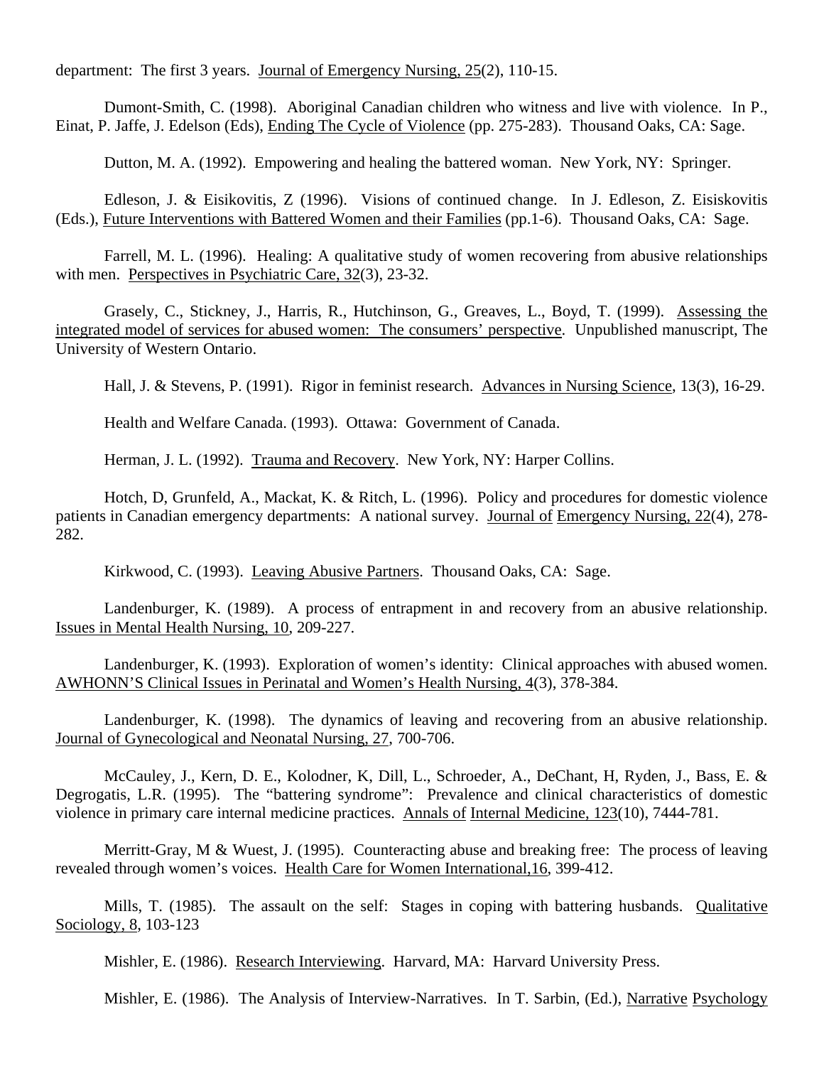department: The first 3 years. Journal of Emergency Nursing, 25(2), 110-15.

Dumont-Smith, C. (1998). Aboriginal Canadian children who witness and live with violence. In P., Einat, P. Jaffe, J. Edelson (Eds), Ending The Cycle of Violence (pp. 275-283). Thousand Oaks, CA: Sage.

Dutton, M. A. (1992). Empowering and healing the battered woman. New York, NY: Springer.

Edleson, J. & Eisikovitis, Z (1996). Visions of continued change. In J. Edleson, Z. Eisiskovitis (Eds.), Future Interventions with Battered Women and their Families (pp.1-6). Thousand Oaks, CA: Sage.

Farrell, M. L. (1996). Healing: A qualitative study of women recovering from abusive relationships with men. Perspectives in Psychiatric Care, 32(3), 23-32.

Grasely, C., Stickney, J., Harris, R., Hutchinson, G., Greaves, L., Boyd, T. (1999). Assessing the integrated model of services for abused women: The consumers' perspective. Unpublished manuscript, The University of Western Ontario.

Hall, J. & Stevens, P. (1991). Rigor in feminist research. Advances in Nursing Science, 13(3), 16-29.

Health and Welfare Canada. (1993). Ottawa: Government of Canada.

Herman, J. L. (1992). Trauma and Recovery. New York, NY: Harper Collins.

Hotch, D, Grunfeld, A., Mackat, K. & Ritch, L. (1996). Policy and procedures for domestic violence patients in Canadian emergency departments: A national survey. Journal of Emergency Nursing, 22(4), 278-282.

Kirkwood, C. (1993). Leaving Abusive Partners. Thousand Oaks, CA: Sage.

Landenburger, K. (1989). A process of entrapment in and recovery from an abusive relationship. Issues in Mental Health Nursing, 10, 209-227.

Landenburger, K. (1993). Exploration of women's identity: Clinical approaches with abused women. AWHONN'S Clinical Issues in Perinatal and Women's Health Nursing, 4(3), 378-384.

Landenburger, K. (1998). The dynamics of leaving and recovering from an abusive relationship. Journal of Gynecological and Neonatal Nursing, 27, 700-706.

McCauley, J., Kern, D. E., Kolodner, K, Dill, L., Schroeder, A., DeChant, H, Ryden, J., Bass, E. & Degrogatis, L.R. (1995). The "battering syndrome": Prevalence and clinical characteristics of domestic violence in primary care internal medicine practices. Annals of Internal Medicine, 123(10), 7444-781.

Merritt-Gray, M & Wuest, J. (1995). Counteracting abuse and breaking free: The process of leaving revealed through women's voices. Health Care for Women International,16, 399-412.

Mills, T. (1985). The assault on the self: Stages in coping with battering husbands. Qualitative Sociology, 8, 103-123

Mishler, E. (1986). Research Interviewing. Harvard, MA: Harvard University Press.

Mishler, E. (1986). The Analysis of Interview-Narratives. In T. Sarbin, (Ed.), Narrative Psychology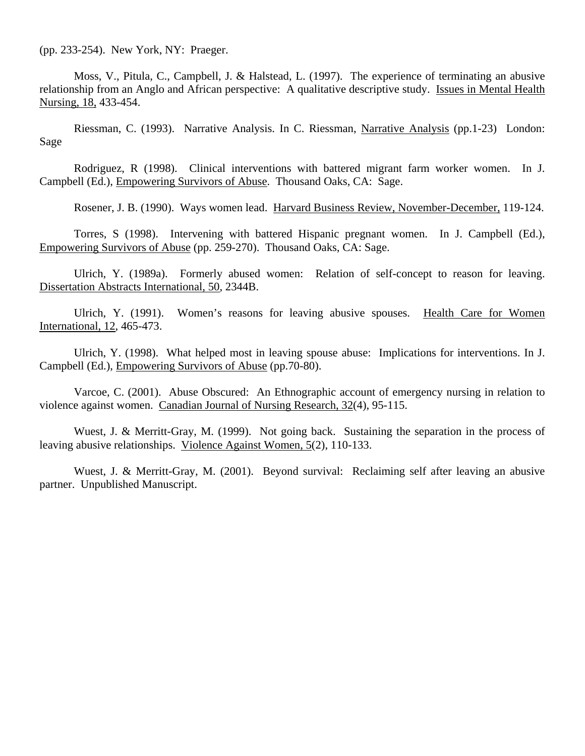(pp. 233-254). New York, NY: Praeger.

Moss, V., Pitula, C., Campbell, J. & Halstead, L. (1997). The experience of terminating an abusive relationship from an Anglo and African perspective: A qualitative descriptive study. Issues in Mental Health Nursing, 18, 433-454.

Riessman, C. (1993). Narrative Analysis. In C. Riessman, Narrative Analysis (pp.1-23) London: Sage

Rodriguez, R (1998). Clinical interventions with battered migrant farm worker women. In J. Campbell (Ed.), Empowering Survivors of Abuse. Thousand Oaks, CA: Sage.

Rosener, J. B. (1990). Ways women lead. Harvard Business Review, November-December, 119-124.

Torres, S (1998). Intervening with battered Hispanic pregnant women. In J. Campbell (Ed.), Empowering Survivors of Abuse (pp. 259-270). Thousand Oaks, CA: Sage.

Ulrich, Y. (1989a). Formerly abused women: Relation of self-concept to reason for leaving. Dissertation Abstracts International, 50, 2344B.

Ulrich, Y. (1991). Women's reasons for leaving abusive spouses. Health Care for Women International, 12, 465-473.

Ulrich, Y. (1998). What helped most in leaving spouse abuse: Implications for interventions. In J. Campbell (Ed.), Empowering Survivors of Abuse (pp.70-80).

Varcoe, C. (2001). Abuse Obscured: An Ethnographic account of emergency nursing in relation to violence against women. Canadian Journal of Nursing Research, 32(4), 95-115.

Wuest, J. & Merritt-Gray, M. (1999). Not going back. Sustaining the separation in the process of leaving abusive relationships. Violence Against Women, 5(2), 110-133.

Wuest, J. & Merritt-Gray, M. (2001). Beyond survival: Reclaiming self after leaving an abusive partner. Unpublished Manuscript.